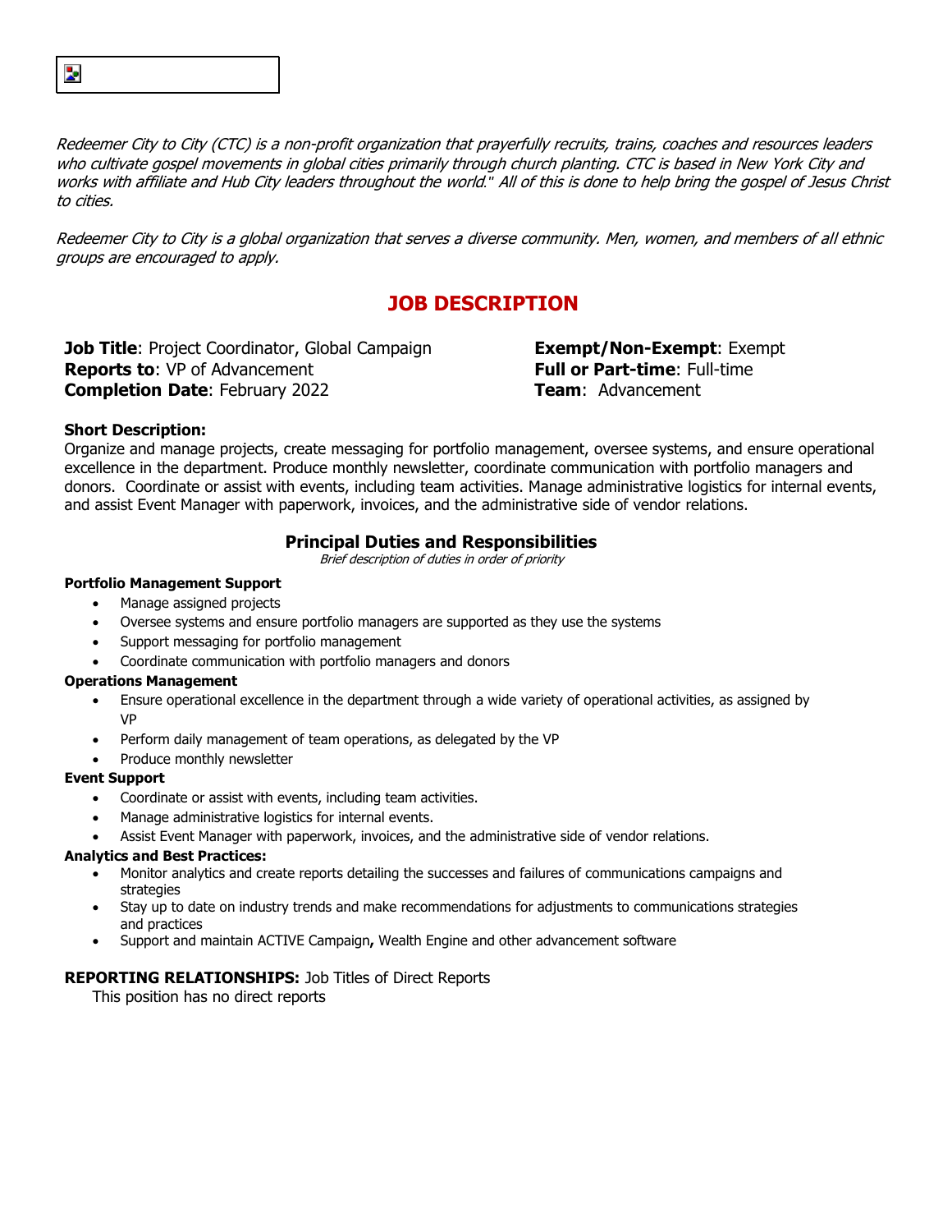*Redeemer City to City (CTC) is a non-profit organization that prayerfully recruits, trains, coaches and resources leaders who cultivate gospel movements in global cities primarily through church planting. CTC is based in New York City and works with affiliate and Hub City leaders throughout the world." All of this is done to help bring the gospel of Jesus Christ to cities.*

*Redeemer City to City is a global organization that serves a diverse community. Men, women, and members of all ethnic groups are encouraged to apply.*

# JOB DESCRIPTION

**Job Title**: Project Coordinator, Global Campaign
**Reports to**: VP of Advancement
**Completion Date**: February 2022

**Exempt/Non-Exempt**: Exempt
**Full or Part-time**: Full-time
**Team**: Advancement

**Short Description:**
Organize and manage projects, create messaging for portfolio management, oversee systems, and ensure operational excellence in the department. Produce monthly newsletter, coordinate communication with portfolio managers and donors. Coordinate or assist with events, including team activities. Manage administrative logistics for internal events, and assist Event Manager with paperwork, invoices, and the administrative side of vendor relations.

## Principal Duties and Responsibilities

*Brief description of duties in order of priority*

**Portfolio Management Support**
- Manage assigned projects
- Oversee systems and ensure portfolio managers are supported as they use the systems
- Support messaging for portfolio management
- Coordinate communication with portfolio managers and donors

**Operations Management**
- Ensure operational excellence in the department through a wide variety of operational activities, as assigned by VP
- Perform daily management of team operations, as delegated by the VP
- Produce monthly newsletter

**Event Support**
- Coordinate or assist with events, including team activities.
- Manage administrative logistics for internal events.
- Assist Event Manager with paperwork, invoices, and the administrative side of vendor relations.

**Analytics and Best Practices:**
- Monitor analytics and create reports detailing the successes and failures of communications campaigns and strategies
- Stay up to date on industry trends and make recommendations for adjustments to communications strategies and practices
- Support and maintain ACTIVE Campaign**,** Wealth Engine and other advancement software

**REPORTING RELATIONSHIPS:** Job Titles of Direct Reports
This position has no direct reports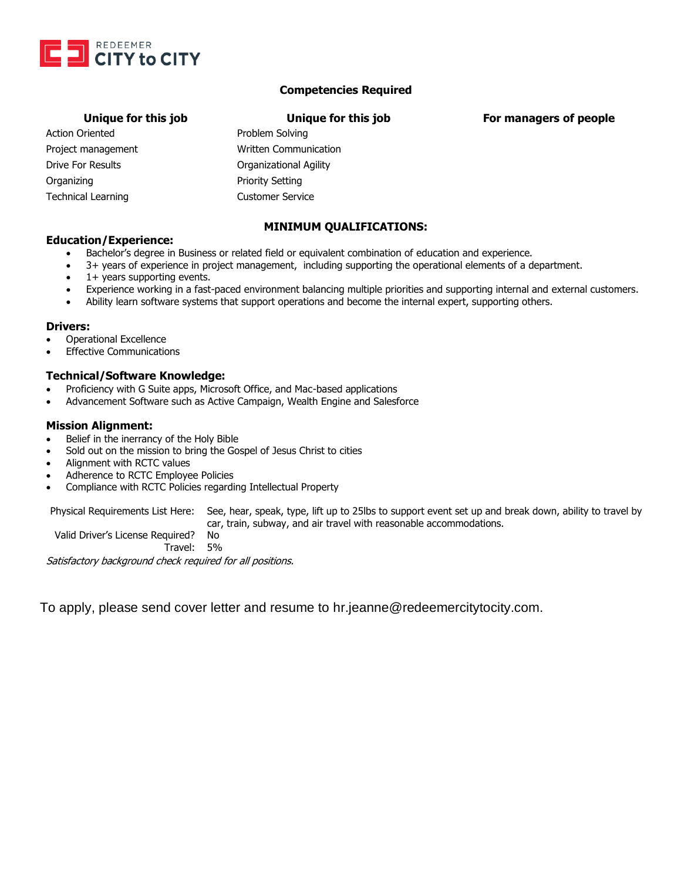## Competencies Required

| Unique for this job | Unique for this job | For managers of people |
|---|---|---|
| Action Oriented | Problem Solving | |
| Project management | Written Communication | |
| Drive For Results | Organizational Agility | |
| Organizing | Priority Setting | |
| Technical Learning | Customer Service | |

## MINIMUM QUALIFICATIONS:

**Education/Experience:**

- Bachelor's degree in Business or related field or equivalent combination of education and experience.
- 3+ years of experience in project management, including supporting the operational elements of a department.
- 1+ years supporting events.
- Experience working in a fast-paced environment balancing multiple priorities and supporting internal and external customers.
- Ability learn software systems that support operations and become the internal expert, supporting others.

**Drivers:**

- Operational Excellence
- Effective Communications

**Technical/Software Knowledge:**

- Proficiency with G Suite apps, Microsoft Office, and Mac-based applications
- Advancement Software such as Active Campaign, Wealth Engine and Salesforce

**Mission Alignment:**

- Belief in the inerrancy of the Holy Bible
- Sold out on the mission to bring the Gospel of Jesus Christ to cities
- Alignment with RCTC values
- Adherence to RCTC Employee Policies
- Compliance with RCTC Policies regarding Intellectual Property

| | |
|---|---|
| Physical Requirements List Here: | See, hear, speak, type, lift up to 25lbs to support event set up and break down, ability to travel by car, train, subway, and air travel with reasonable accommodations. |
| Valid Driver's License Required? | No |
| Travel: | 5% |

*Satisfactory background check required for all positions.*

To apply, please send cover letter and resume to hr.jeanne@redeemercitytocity.com.